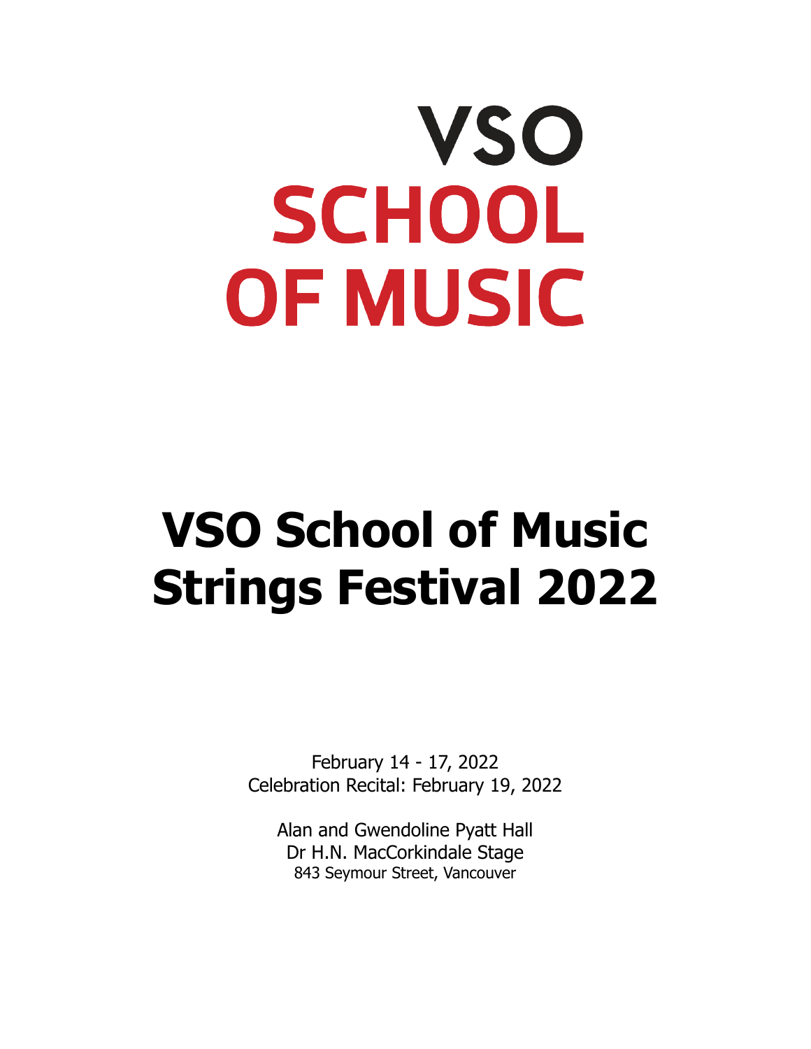VSO
SCHOOL
OF MUSIC

# VSO School of Music Strings Festival 2022

February 14 - 17, 2022
Celebration Recital: February 19, 2022

Alan and Gwendoline Pyatt Hall
Dr H.N. MacCorkindale Stage
843 Seymour Street, Vancouver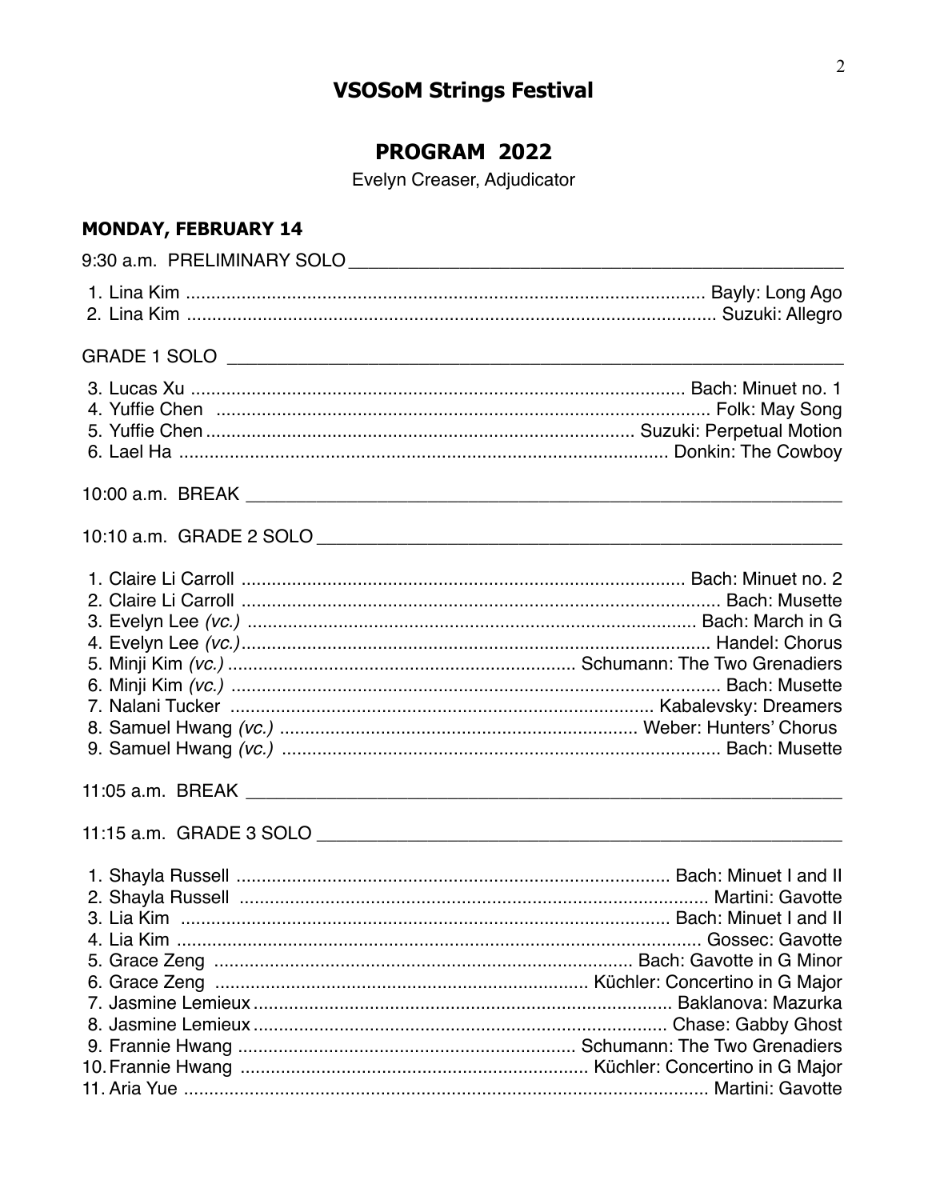# VSOSoM Strings Festival

## PROGRAM 2022

Evelyn Creaser, Adjudicator

### MONDAY, FEBRUARY 14

9:30 a.m. PRELIMINARY SOLO

1. Lina Kim ........ Bayly: Long Ago
2. Lina Kim ........ Suzuki: Allegro

GRADE 1 SOLO

3. Lucas Xu ........ Bach: Minuet no. 1
4. Yuffie Chen ........ Folk: May Song
5. Yuffie Chen ........ Suzuki: Perpetual Motion
6. Lael Ha ........ Donkin: The Cowboy

10:00 a.m. BREAK

10:10 a.m. GRADE 2 SOLO

1. Claire Li Carroll ........ Bach: Minuet no. 2
2. Claire Li Carroll ........ Bach: Musette
3. Evelyn Lee *(vc.)* ........ Bach: March in G
4. Evelyn Lee *(vc.)* ........ Handel: Chorus
5. Minji Kim *(vc.)* ........ Schumann: The Two Grenadiers
6. Minji Kim *(vc.)* ........ Bach: Musette
7. Nalani Tucker ........ Kabalevsky: Dreamers
8. Samuel Hwang *(vc.)* ........ Weber: Hunters' Chorus
9. Samuel Hwang *(vc.)* ........ Bach: Musette

11:05 a.m. BREAK

11:15 a.m. GRADE 3 SOLO

1. Shayla Russell ........ Bach: Minuet I and II
2. Shayla Russell ........ Martini: Gavotte
3. Lia Kim ........ Bach: Minuet I and II
4. Lia Kim ........ Gossec: Gavotte
5. Grace Zeng ........ Bach: Gavotte in G Minor
6. Grace Zeng ........ Küchler: Concertino in G Major
7. Jasmine Lemieux ........ Baklanova: Mazurka
8. Jasmine Lemieux ........ Chase: Gabby Ghost
9. Frannie Hwang ........ Schumann: The Two Grenadiers
10. Frannie Hwang ........ Küchler: Concertino in G Major
11. Aria Yue ........ Martini: Gavotte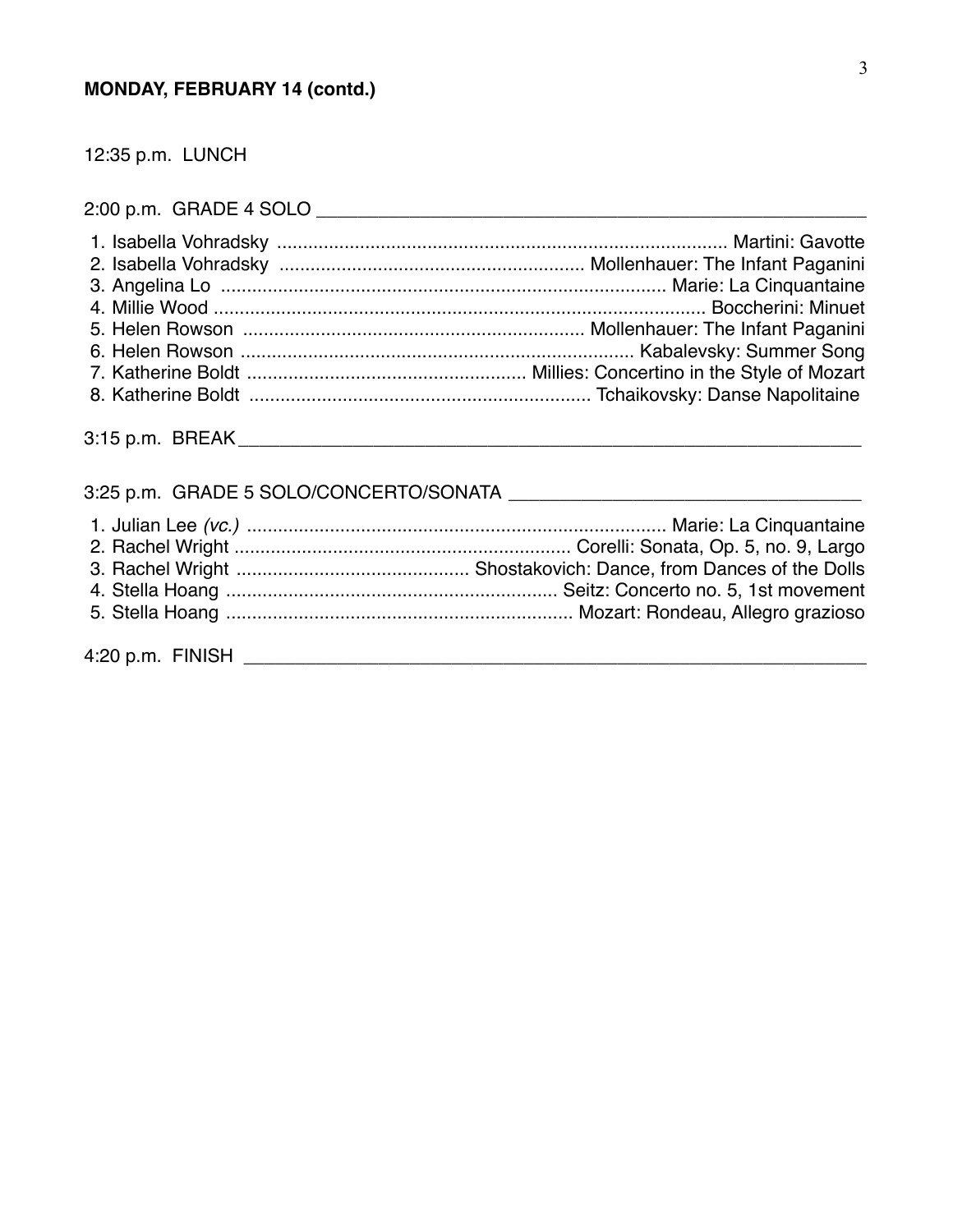**MONDAY, FEBRUARY 14 (contd.)**

12:35 p.m. LUNCH

2:00 p.m. GRADE 4 SOLO

1. Isabella Vohradsky ........ Martini: Gavotte
2. Isabella Vohradsky ........ Mollenhauer: The Infant Paganini
3. Angelina Lo ........ Marie: La Cinquantaine
4. Millie Wood ........ Boccherini: Minuet
5. Helen Rowson ........ Mollenhauer: The Infant Paganini
6. Helen Rowson ........ Kabalevsky: Summer Song
7. Katherine Boldt ........ Millies: Concertino in the Style of Mozart
8. Katherine Boldt ........ Tchaikovsky: Danse Napolitaine

3:15 p.m. BREAK

3:25 p.m. GRADE 5 SOLO/CONCERTO/SONATA

1. Julian Lee *(vc.)* ........ Marie: La Cinquantaine
2. Rachel Wright ........ Corelli: Sonata, Op. 5, no. 9, Largo
3. Rachel Wright ........ Shostakovich: Dance, from Dances of the Dolls
4. Stella Hoang ........ Seitz: Concerto no. 5, 1st movement
5. Stella Hoang ........ Mozart: Rondeau, Allegro grazioso

4:20 p.m. FINISH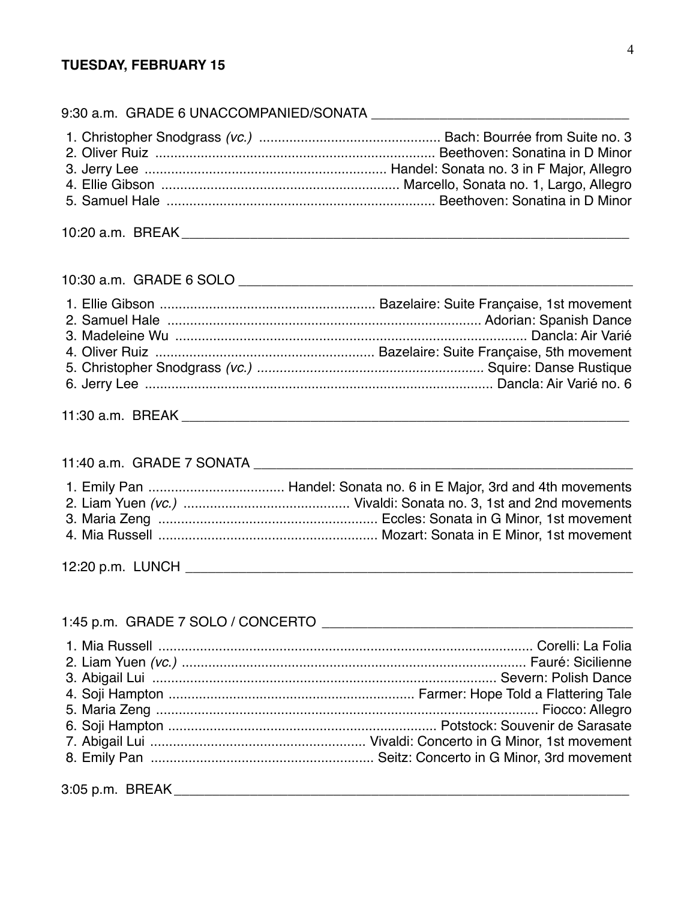**TUESDAY, FEBRUARY 15**

9:30 a.m. GRADE 6 UNACCOMPANIED/SONATA

1. Christopher Snodgrass *(vc.)* ................................................ Bach: Bourrée from Suite no. 3
2. Oliver Ruiz ........................................................................ Beethoven: Sonatina in D Minor
3. Jerry Lee ................................................................ Handel: Sonata no. 3 in F Major, Allegro
4. Ellie Gibson .............................................................. Marcello, Sonata no. 1, Largo, Allegro
5. Samuel Hale ...................................................................... Beethoven: Sonatina in D Minor

10:20 a.m. BREAK

10:30 a.m. GRADE 6 SOLO

1. Ellie Gibson ......................................................... Bazelaire: Suite Française, 1st movement
2. Samuel Hale .................................................................................. Adorian: Spanish Dance
3. Madeleine Wu ............................................................................................ Dancla: Air Varié
4. Oliver Ruiz ......................................................... Bazelaire: Suite Française, 5th movement
5. Christopher Snodgrass *(vc.)* ........................................................... Squire: Danse Rustique
6. Jerry Lee ........................................................................................... Dancla: Air Varié no. 6

11:30 a.m. BREAK

11:40 a.m. GRADE 7 SONATA

1. Emily Pan .................................... Handel: Sonata no. 6 in E Major, 3rd and 4th movements
2. Liam Yuen *(vc.)* ............................................ Vivaldi: Sonata no. 3, 1st and 2nd movements
3. Maria Zeng .......................................................... Eccles: Sonata in G Minor, 1st movement
4. Mia Russell .......................................................... Mozart: Sonata in E Minor, 1st movement

12:20 p.m. LUNCH

1:45 p.m. GRADE 7 SOLO / CONCERTO

1. Mia Russell ................................................................................................... Corelli: La Folia
2. Liam Yuen *(vc.)* ........................................................................................... Fauré: Sicilienne
3. Abigail Lui ........................................................................................... Severn: Polish Dance
4. Soji Hampton ................................................................. Farmer: Hope Told a Flattering Tale
5. Maria Zeng ...................................................................................................... Fiocco: Allegro
6. Soji Hampton ....................................................................... Potstock: Souvenir de Sarasate
7. Abigail Lui ......................................................... Vivaldi: Concerto in G Minor, 1st movement
8. Emily Pan ........................................................... Seitz: Concerto in G Minor, 3rd movement

3:05 p.m. BREAK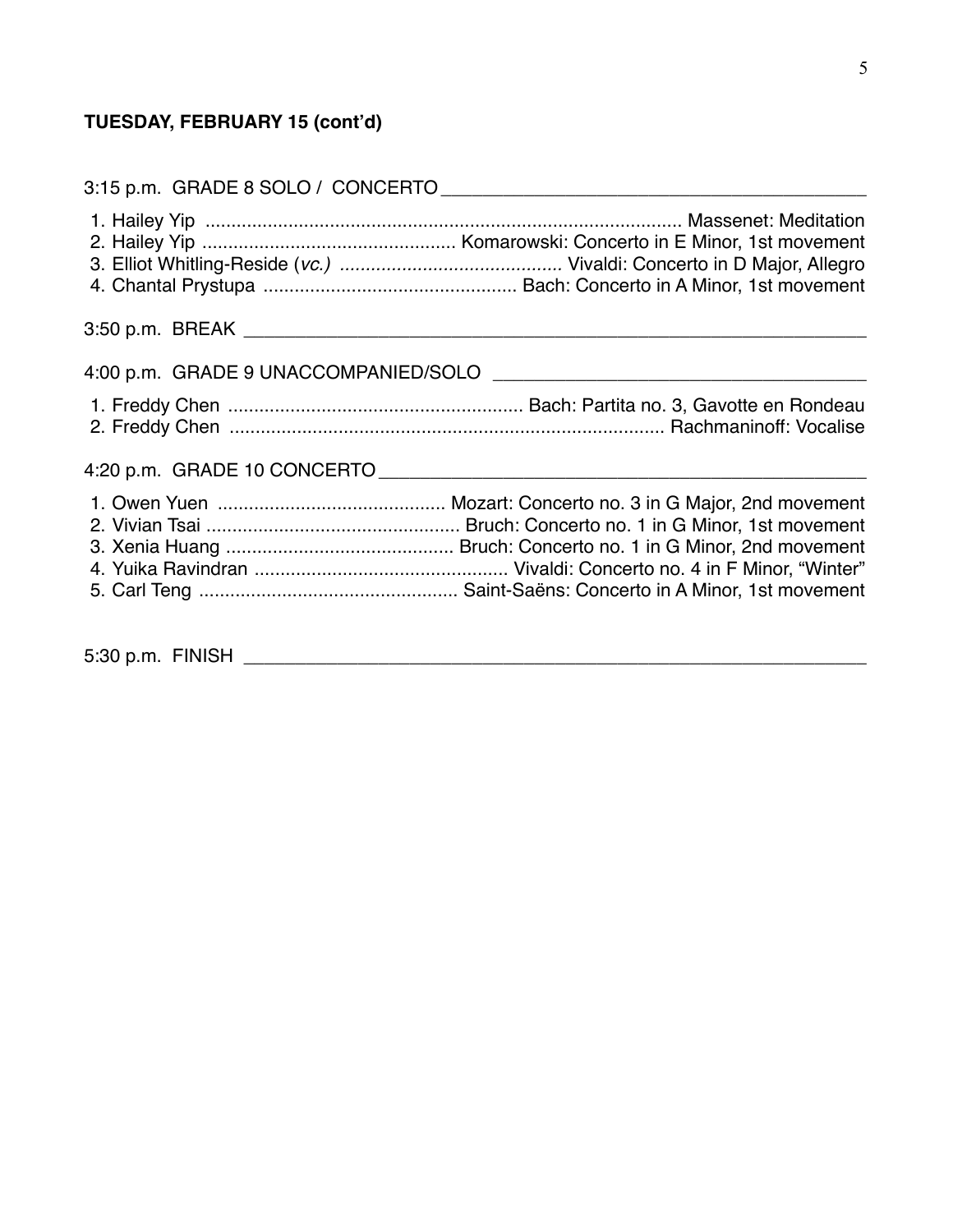**TUESDAY, FEBRUARY 15 (cont'd)**

3:15 p.m. GRADE 8 SOLO / CONCERTO

1. Hailey Yip ........................................ Massenet: Meditation
2. Hailey Yip ........................................ Komarowski: Concerto in E Minor, 1st movement
3. Elliot Whitling-Reside (*vc.*) ........................................ Vivaldi: Concerto in D Major, Allegro
4. Chantal Prystupa ........................................ Bach: Concerto in A Minor, 1st movement

3:50 p.m. BREAK

4:00 p.m. GRADE 9 UNACCOMPANIED/SOLO

1. Freddy Chen ........................................ Bach: Partita no. 3, Gavotte en Rondeau
2. Freddy Chen ........................................ Rachmaninoff: Vocalise

4:20 p.m. GRADE 10 CONCERTO

1. Owen Yuen ........................................ Mozart: Concerto no. 3 in G Major, 2nd movement
2. Vivian Tsai ........................................ Bruch: Concerto no. 1 in G Minor, 1st movement
3. Xenia Huang ........................................ Bruch: Concerto no. 1 in G Minor, 2nd movement
4. Yuika Ravindran ........................................ Vivaldi: Concerto no. 4 in F Minor, "Winter"
5. Carl Teng ........................................ Saint-Saëns: Concerto in A Minor, 1st movement

5:30 p.m. FINISH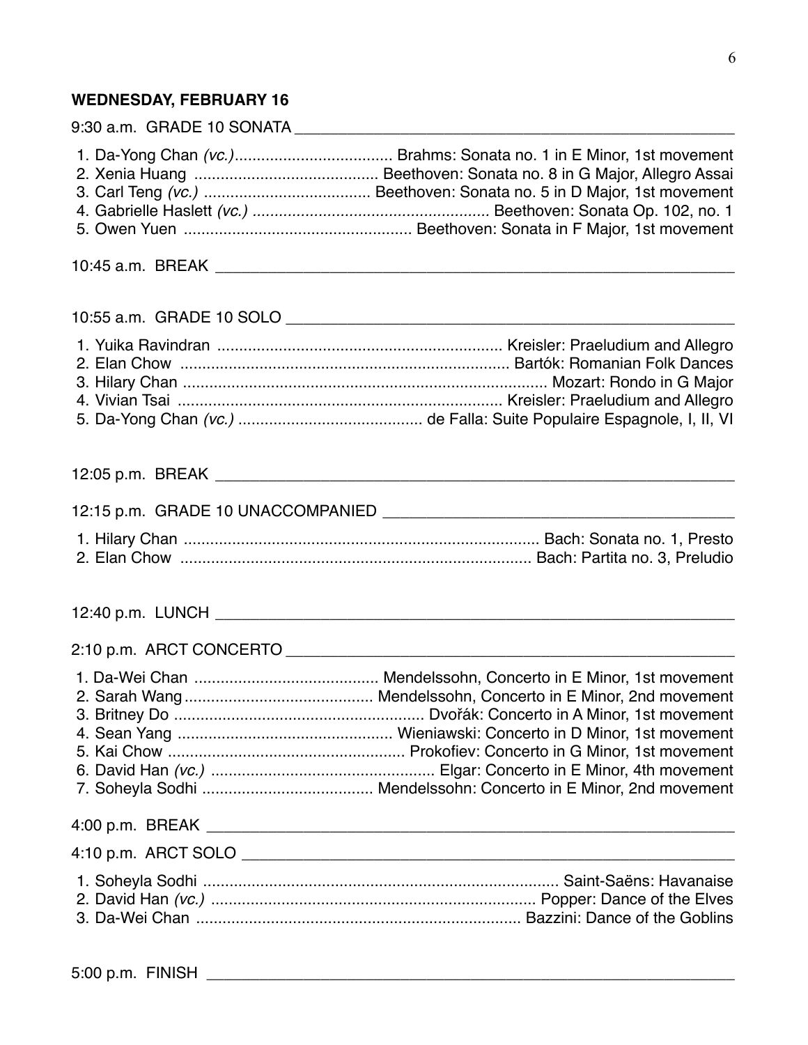**WEDNESDAY, FEBRUARY 16**

9:30 a.m. GRADE 10 SONATA

1. Da-Yong Chan *(vc.)* ........ Brahms: Sonata no. 1 in E Minor, 1st movement
2. Xenia Huang ........ Beethoven: Sonata no. 8 in G Major, Allegro Assai
3. Carl Teng *(vc.)* ........ Beethoven: Sonata no. 5 in D Major, 1st movement
4. Gabrielle Haslett *(vc.)* ........ Beethoven: Sonata Op. 102, no. 1
5. Owen Yuen ........ Beethoven: Sonata in F Major, 1st movement

10:45 a.m. BREAK

10:55 a.m. GRADE 10 SOLO

1. Yuika Ravindran ........ Kreisler: Praeludium and Allegro
2. Elan Chow ........ Bartók: Romanian Folk Dances
3. Hilary Chan ........ Mozart: Rondo in G Major
4. Vivian Tsai ........ Kreisler: Praeludium and Allegro
5. Da-Yong Chan *(vc.)* ........ de Falla: Suite Populaire Espagnole, I, II, VI

12:05 p.m. BREAK

12:15 p.m. GRADE 10 UNACCOMPANIED

1. Hilary Chan ........ Bach: Sonata no. 1, Presto
2. Elan Chow ........ Bach: Partita no. 3, Preludio

12:40 p.m. LUNCH

2:10 p.m. ARCT CONCERTO

1. Da-Wei Chan ........ Mendelssohn, Concerto in E Minor, 1st movement
2. Sarah Wang ........ Mendelssohn, Concerto in E Minor, 2nd movement
3. Britney Do ........ Dvořák: Concerto in A Minor, 1st movement
4. Sean Yang ........ Wieniawski: Concerto in D Minor, 1st movement
5. Kai Chow ........ Prokofiev: Concerto in G Minor, 1st movement
6. David Han *(vc.)* ........ Elgar: Concerto in E Minor, 4th movement
7. Soheyla Sodhi ........ Mendelssohn: Concerto in E Minor, 2nd movement

4:00 p.m. BREAK

4:10 p.m. ARCT SOLO

1. Soheyla Sodhi ........ Saint-Saëns: Havanaise
2. David Han *(vc.)* ........ Popper: Dance of the Elves
3. Da-Wei Chan ........ Bazzini: Dance of the Goblins

5:00 p.m. FINISH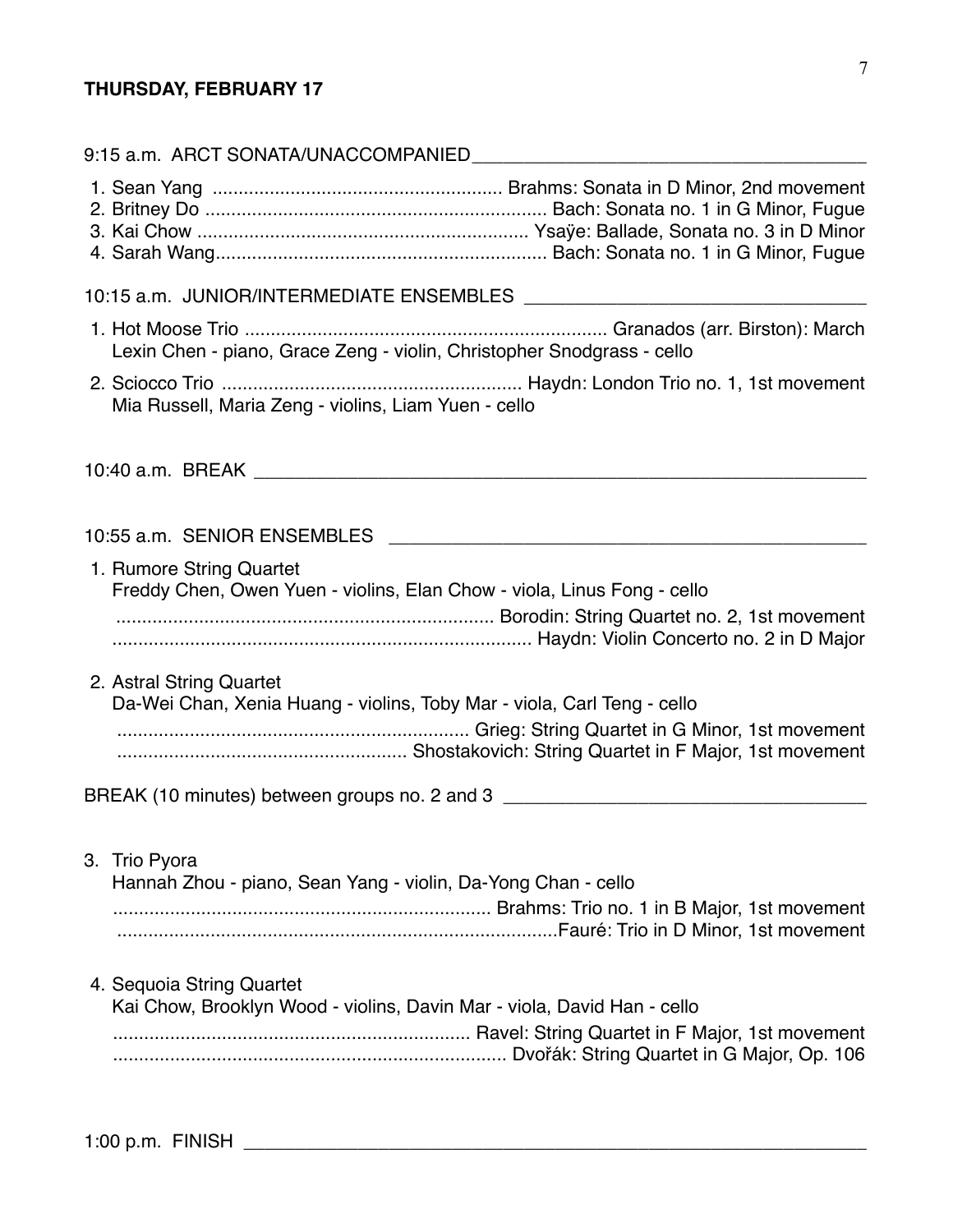**THURSDAY, FEBRUARY 17**

9:15 a.m. ARCT SONATA/UNACCOMPANIED

1. Sean Yang ........................................................ Brahms: Sonata in D Minor, 2nd movement
2. Britney Do .................................................................. Bach: Sonata no. 1 in G Minor, Fugue
3. Kai Chow ................................................................ Ysaÿe: Ballade, Sonata no. 3 in D Minor
4. Sarah Wang................................................................ Bach: Sonata no. 1 in G Minor, Fugue

10:15 a.m. JUNIOR/INTERMEDIATE ENSEMBLES

1. Hot Moose Trio ...................................................................... Granados (arr. Birston): March
   Lexin Chen - piano, Grace Zeng - violin, Christopher Snodgrass - cello
2. Sciocco Trio .......................................................... Haydn: London Trio no. 1, 1st movement
   Mia Russell, Maria Zeng - violins, Liam Yuen - cello

10:40 a.m. BREAK

10:55 a.m. SENIOR ENSEMBLES

1. Rumore String Quartet
   Freddy Chen, Owen Yuen - violins, Elan Chow - viola, Linus Fong - cello
   ......................................................................... Borodin: String Quartet no. 2, 1st movement
   ................................................................................. Haydn: Violin Concerto no. 2 in D Major
2. Astral String Quartet
   Da-Wei Chan, Xenia Huang - violins, Toby Mar - viola, Carl Teng - cello
   ................................................................... Grieg: String Quartet in G Minor, 1st movement
   ....................................................... Shostakovich: String Quartet in F Major, 1st movement

BREAK (10 minutes) between groups no. 2 and 3

3. Trio Pyora
   Hannah Zhou - piano, Sean Yang - violin, Da-Yong Chan - cello
   ......................................................................... Brahms: Trio no. 1 in B Major, 1st movement
   .....................................................................................Fauré: Trio in D Minor, 1st movement
4. Sequoia String Quartet
   Kai Chow, Brooklyn Wood - violins, Davin Mar - viola, David Han - cello
   ..................................................................... Ravel: String Quartet in F Major, 1st movement
   ............................................................................ Dvořák: String Quartet in G Major, Op. 106

1:00 p.m. FINISH